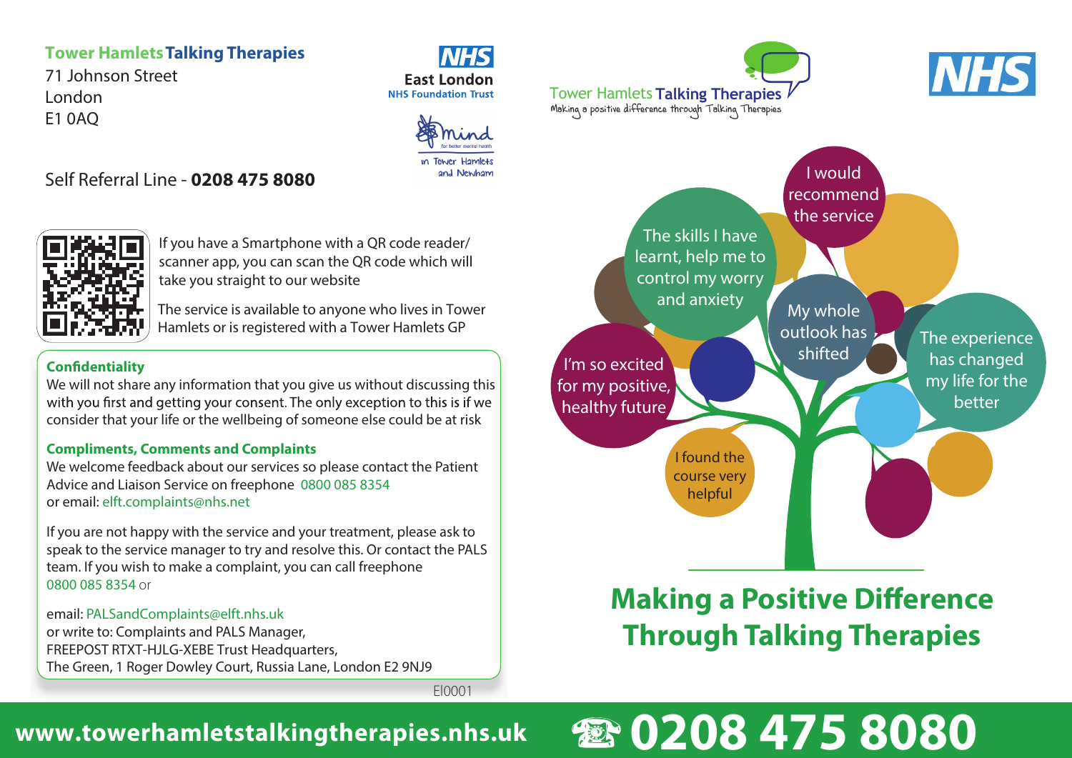**Tower Hamlets Talking Therapies**
71 Johnson Street
London
E1 0AQ

NHS East London NHS Foundation Trust

Mind for better mental health in Tower Hamlets and Newham

Self Referral Line - **0208 475 8080**

If you have a Smartphone with a QR code reader/ scanner app, you can scan the QR code which will take you straight to our website

The service is available to anyone who lives in Tower Hamlets or is registered with a Tower Hamlets GP

### Confidentiality

We will not share any information that you give us without discussing this with you first and getting your consent. The only exception to this is if we consider that your life or the wellbeing of someone else could be at risk

### Compliments, Comments and Complaints

We welcome feedback about our services so please contact the Patient Advice and Liaison Service on freephone 0800 085 8354
or email: elft.complaints@nhs.net

If you are not happy with the service and your treatment, please ask to speak to the service manager to try and resolve this. Or contact the PALS team. If you wish to make a complaint, you can call freephone 0800 085 8354 or

email: PALSandComplaints@elft.nhs.uk
or write to: Complaints and PALS Manager,
FREEPOST RTXT-HJLG-XEBE Trust Headquarters,
The Green, 1 Roger Dowley Court, Russia Lane, London E2 9NJ9

EI0001

Tower Hamlets Talking Therapies
Making a positive difference through Talking Therapies

NHS

I would recommend the service

The skills I have learnt, help me to control my worry and anxiety

My whole outlook has shifted

The experience has changed my life for the better

I'm so excited for my positive, healthy future

I found the course very helpful

# Making a Positive Difference Through Talking Therapies

**www.towerhamletstalkingtherapies.nhs.uk** ☎ **0208 475 8080**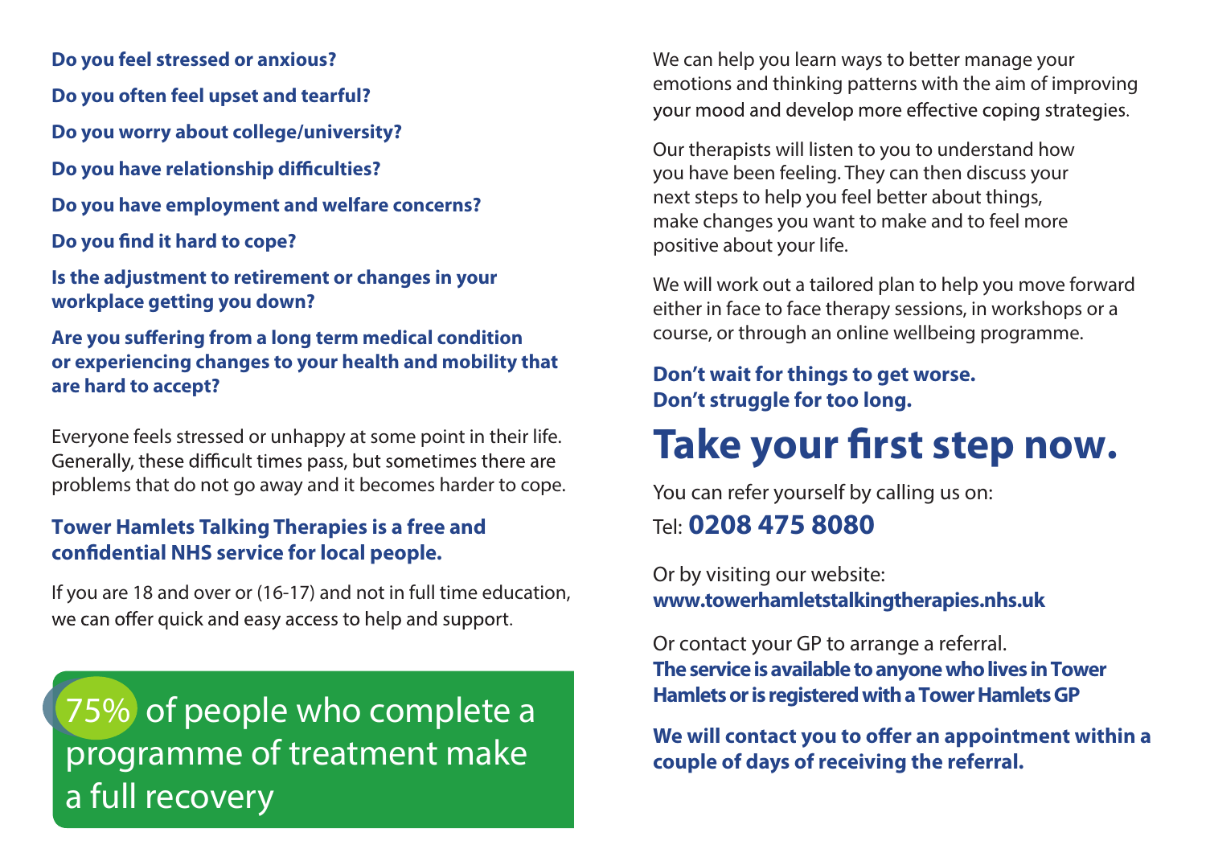**Do you feel stressed or anxious?**

**Do you often feel upset and tearful?**

**Do you worry about college/university?**

**Do you have relationship difficulties?**

**Do you have employment and welfare concerns?**

**Do you find it hard to cope?**

**Is the adjustment to retirement or changes in your workplace getting you down?**

**Are you suffering from a long term medical condition or experiencing changes to your health and mobility that are hard to accept?**

Everyone feels stressed or unhappy at some point in their life. Generally, these difficult times pass, but sometimes there are problems that do not go away and it becomes harder to cope.

**Tower Hamlets Talking Therapies is a free and confidential NHS service for local people.**

If you are 18 and over or (16-17) and not in full time education, we can offer quick and easy access to help and support.

75% of people who complete a programme of treatment make a full recovery

We can help you learn ways to better manage your emotions and thinking patterns with the aim of improving your mood and develop more effective coping strategies.

Our therapists will listen to you to understand how you have been feeling. They can then discuss your next steps to help you feel better about things, make changes you want to make and to feel more positive about your life.

We will work out a tailored plan to help you move forward either in face to face therapy sessions, in workshops or a course, or through an online wellbeing programme.

**Don't wait for things to get worse.**
**Don't struggle for too long.**

# Take your first step now.

You can refer yourself by calling us on:

Tel: **0208 475 8080**

Or by visiting our website:
**www.towerhamletstalkingtherapies.nhs.uk**

Or contact your GP to arrange a referral.
**The service is available to anyone who lives in Tower Hamlets or is registered with a Tower Hamlets GP**

**We will contact you to offer an appointment within a couple of days of receiving the referral.**